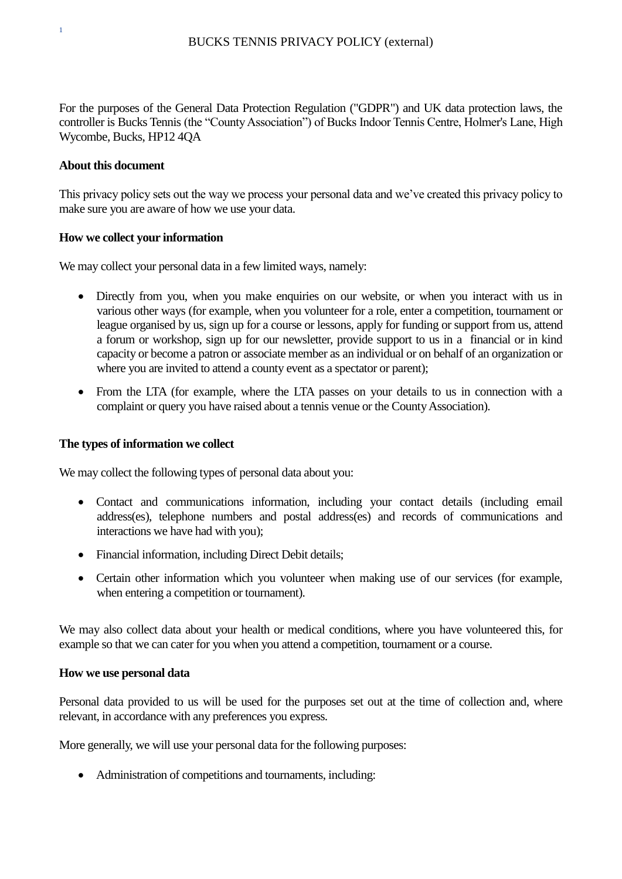# BUCKS TENNIS PRIVACY POLICY (external)

For the purposes of the General Data Protection Regulation ("GDPR") and UK data protection laws, the controller is Bucks Tennis (the "County Association") of Bucks Indoor Tennis Centre, Holmer's Lane, High Wycombe, Bucks, HP12 4QA

**About this document**

This privacy policy sets out the way we process your personal data and we've created this privacy policy to make sure you are aware of how we use your data.

**How we collect your information**

We may collect your personal data in a few limited ways, namely:

- Directly from you, when you make enquiries on our website, or when you interact with us in various other ways (for example, when you volunteer for a role, enter a competition, tournament or league organised by us, sign up for a course or lessons, apply for funding or support from us, attend a forum or workshop, sign up for our newsletter, provide support to us in a financial or in kind capacity or become a patron or associate member as an individual or on behalf of an organization or where you are invited to attend a county event as a spectator or parent);
- From the LTA (for example, where the LTA passes on your details to us in connection with a complaint or query you have raised about a tennis venue or the County Association).

**The types of information we collect**

We may collect the following types of personal data about you:

- Contact and communications information, including your contact details (including email address(es), telephone numbers and postal address(es) and records of communications and interactions we have had with you);
- Financial information, including Direct Debit details;
- Certain other information which you volunteer when making use of our services (for example, when entering a competition or tournament).

We may also collect data about your health or medical conditions, where you have volunteered this, for example so that we can cater for you when you attend a competition, tournament or a course.

**How we use personal data**

Personal data provided to us will be used for the purposes set out at the time of collection and, where relevant, in accordance with any preferences you express.

More generally, we will use your personal data for the following purposes:

- Administration of competitions and tournaments, including: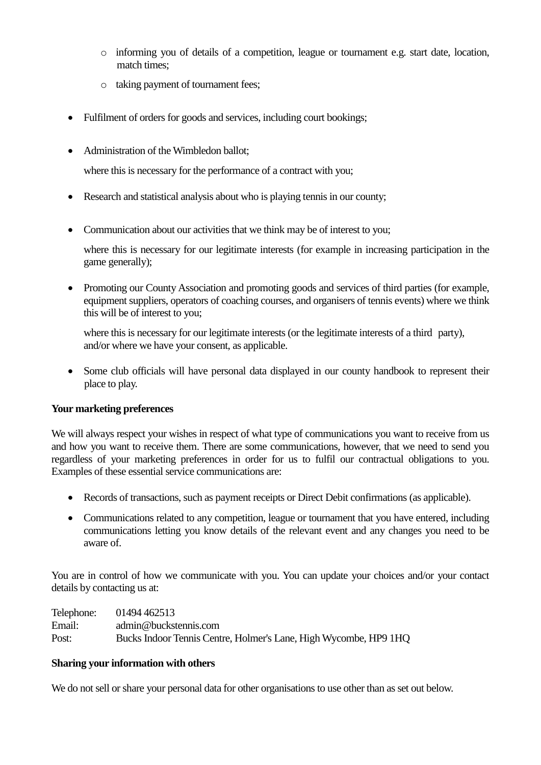- informing you of details of a competition, league or tournament e.g. start date, location, match times;
  - taking payment of tournament fees;

- Fulfilment of orders for goods and services, including court bookings;

- Administration of the Wimbledon ballot;

  where this is necessary for the performance of a contract with you;

- Research and statistical analysis about who is playing tennis in our county;

- Communication about our activities that we think may be of interest to you;

  where this is necessary for our legitimate interests (for example in increasing participation in the game generally);

- Promoting our County Association and promoting goods and services of third parties (for example, equipment suppliers, operators of coaching courses, and organisers of tennis events) where we think this will be of interest to you;

  where this is necessary for our legitimate interests (or the legitimate interests of a third party), and/or where we have your consent, as applicable.

- Some club officials will have personal data displayed in our county handbook to represent their place to play.

**Your marketing preferences**

We will always respect your wishes in respect of what type of communications you want to receive from us and how you want to receive them. There are some communications, however, that we need to send you regardless of your marketing preferences in order for us to fulfil our contractual obligations to you. Examples of these essential service communications are:

- Records of transactions, such as payment receipts or Direct Debit confirmations (as applicable).
- Communications related to any competition, league or tournament that you have entered, including communications letting you know details of the relevant event and any changes you need to be aware of.

You are in control of how we communicate with you. You can update your choices and/or your contact details by contacting us at:

Telephone: 01494 462513
Email: admin@buckstennis.com
Post: Bucks Indoor Tennis Centre, Holmer's Lane, High Wycombe, HP9 1HQ

**Sharing your information with others**

We do not sell or share your personal data for other organisations to use other than as set out below.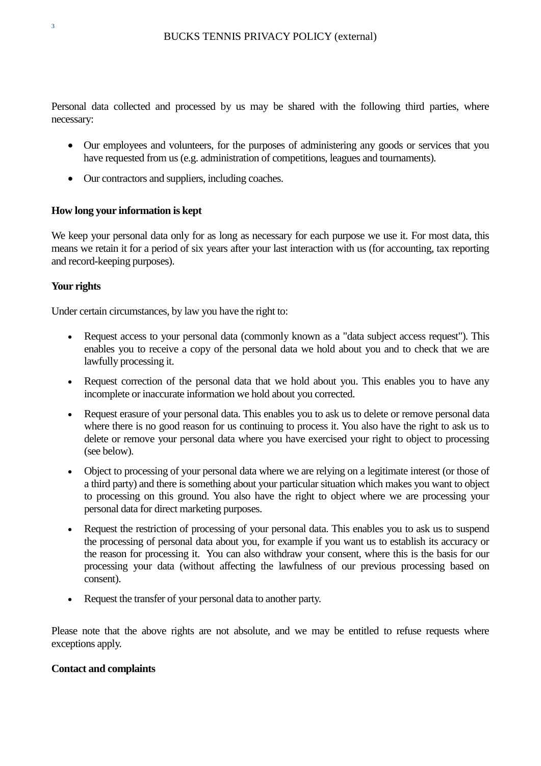Personal data collected and processed by us may be shared with the following third parties, where necessary:

- Our employees and volunteers, for the purposes of administering any goods or services that you have requested from us (e.g. administration of competitions, leagues and tournaments).
- Our contractors and suppliers, including coaches.

**How long your information is kept**

We keep your personal data only for as long as necessary for each purpose we use it. For most data, this means we retain it for a period of six years after your last interaction with us (for accounting, tax reporting and record-keeping purposes).

**Your rights**

Under certain circumstances, by law you have the right to:

- Request access to your personal data (commonly known as a "data subject access request"). This enables you to receive a copy of the personal data we hold about you and to check that we are lawfully processing it.
- Request correction of the personal data that we hold about you. This enables you to have any incomplete or inaccurate information we hold about you corrected.
- Request erasure of your personal data. This enables you to ask us to delete or remove personal data where there is no good reason for us continuing to process it. You also have the right to ask us to delete or remove your personal data where you have exercised your right to object to processing (see below).
- Object to processing of your personal data where we are relying on a legitimate interest (or those of a third party) and there is something about your particular situation which makes you want to object to processing on this ground. You also have the right to object where we are processing your personal data for direct marketing purposes.
- Request the restriction of processing of your personal data. This enables you to ask us to suspend the processing of personal data about you, for example if you want us to establish its accuracy or the reason for processing it. You can also withdraw your consent, where this is the basis for our processing your data (without affecting the lawfulness of our previous processing based on consent).
- Request the transfer of your personal data to another party.

Please note that the above rights are not absolute, and we may be entitled to refuse requests where exceptions apply.

**Contact and complaints**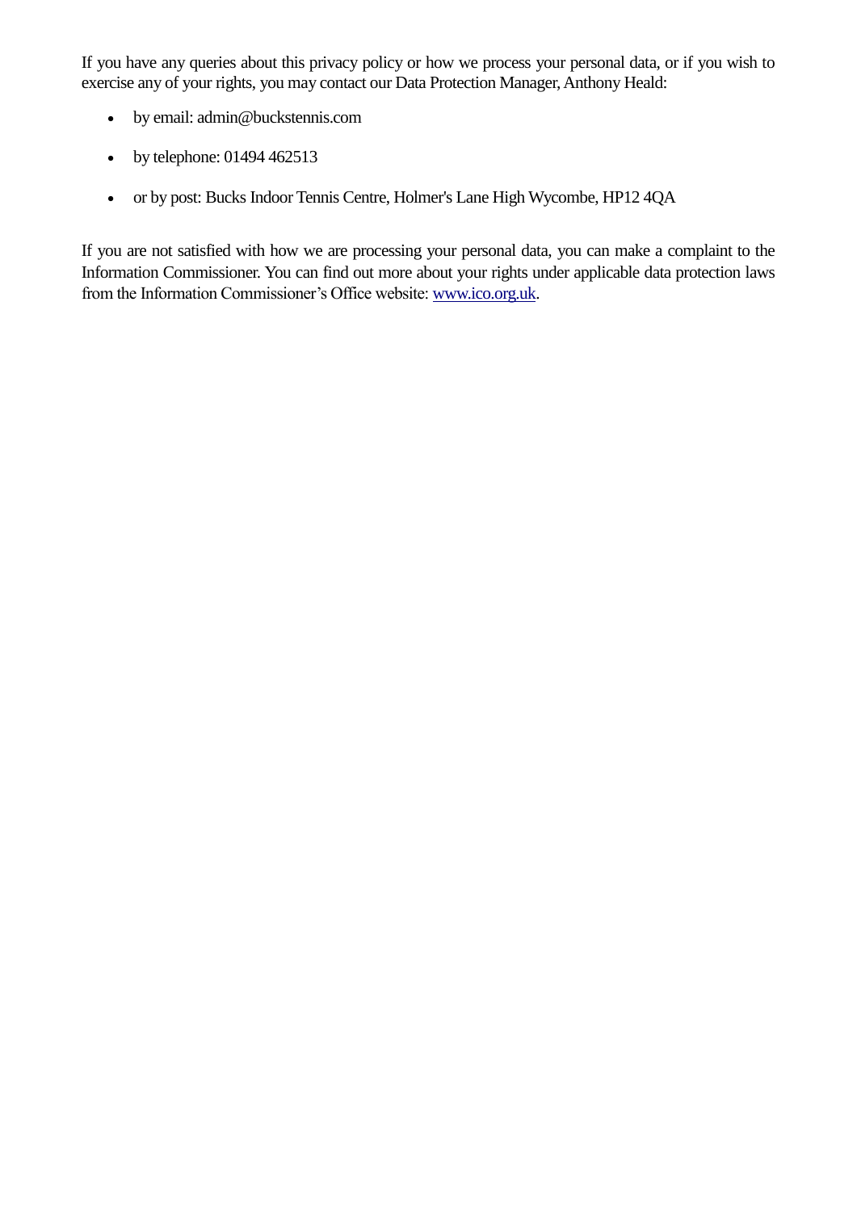If you have any queries about this privacy policy or how we process your personal data, or if you wish to exercise any of your rights, you may contact our Data Protection Manager, Anthony Heald:

- by email: admin@buckstennis.com
- by telephone: 01494 462513
- or by post: Bucks Indoor Tennis Centre, Holmer's Lane High Wycombe, HP12 4QA

If you are not satisfied with how we are processing your personal data, you can make a complaint to the Information Commissioner. You can find out more about your rights under applicable data protection laws from the Information Commissioner's Office website: www.ico.org.uk.